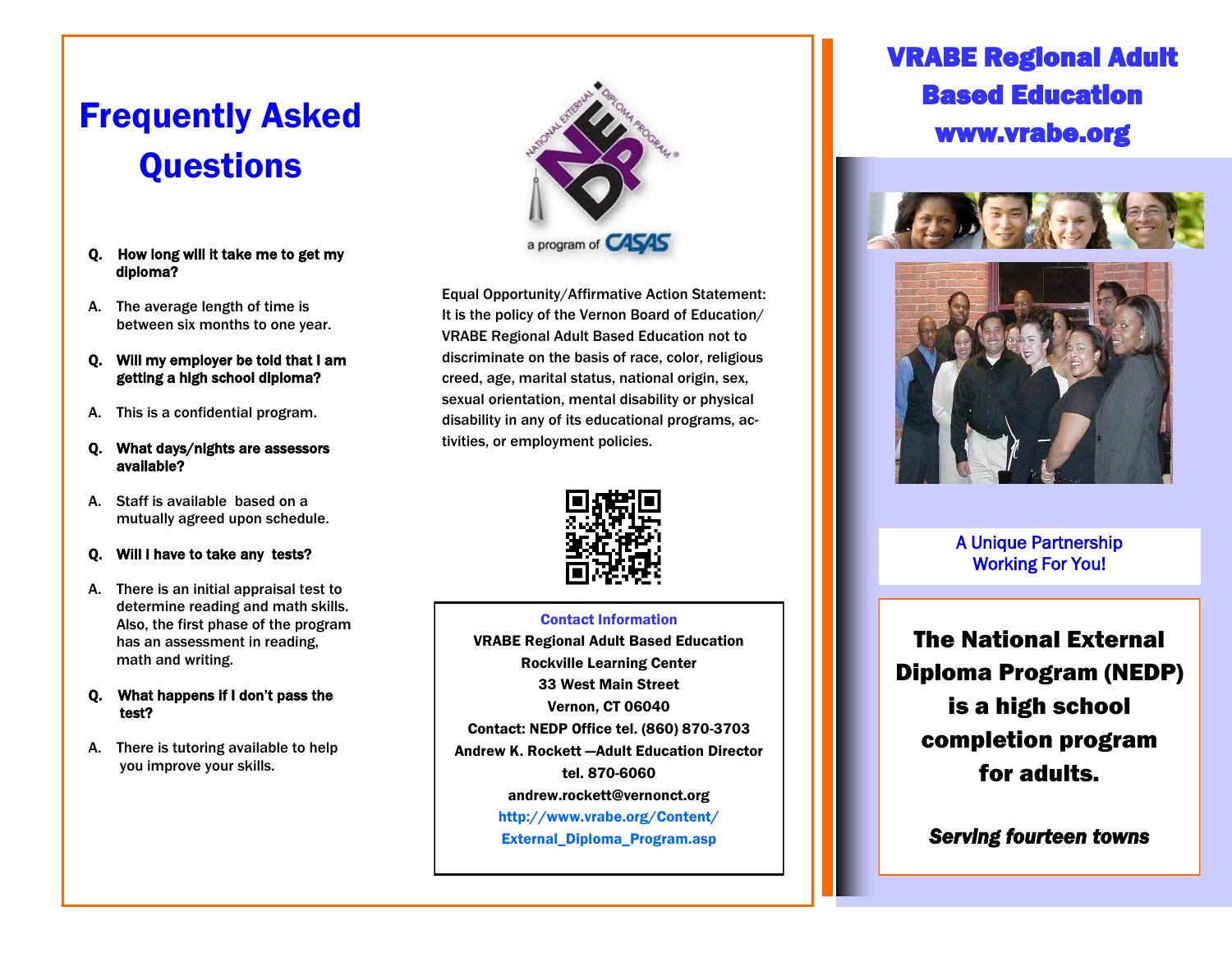# Frequently Asked Questions

**Q. How long will it take me to get my diploma?**

A. The average length of time is between six months to one year.

**Q. Will my employer be told that I am getting a high school diploma?**

A. This is a confidential program.

**Q. What days/nights are assessors available?**

A. Staff is available based on a mutually agreed upon schedule.

**Q. Will I have to take any tests?**

A. There is an initial appraisal test to determine reading and math skills. Also, the first phase of the program has an assessment in reading, math and writing.

**Q. What happens if I don't pass the test?**

A. There is tutoring available to help you improve your skills.

NATIONAL EXTERNAL DIPLOMA PROGRAM® NEDP

a program of CASAS

Equal Opportunity/Affirmative Action Statement: It is the policy of the Vernon Board of Education/ VRABE Regional Adult Based Education not to discriminate on the basis of race, color, religious creed, age, marital status, national origin, sex, sexual orientation, mental disability or physical disability in any of its educational programs, activities, or employment policies.

**Contact Information**

**VRABE Regional Adult Based Education**
**Rockville Learning Center**
**33 West Main Street**
**Vernon, CT 06040**
**Contact: NEDP Office tel. (860) 870-3703**
**Andrew K. Rockett —Adult Education Director**
**tel. 870-6060**
**andrew.rockett@vernonct.org**
**http://www.vrabe.org/Content/External_Diploma_Program.asp**

# VRABE Regional Adult Based Education
# www.vrabe.org

A Unique Partnership Working For You!

**The National External Diploma Program (NEDP) is a high school completion program for adults.**

***Serving fourteen towns***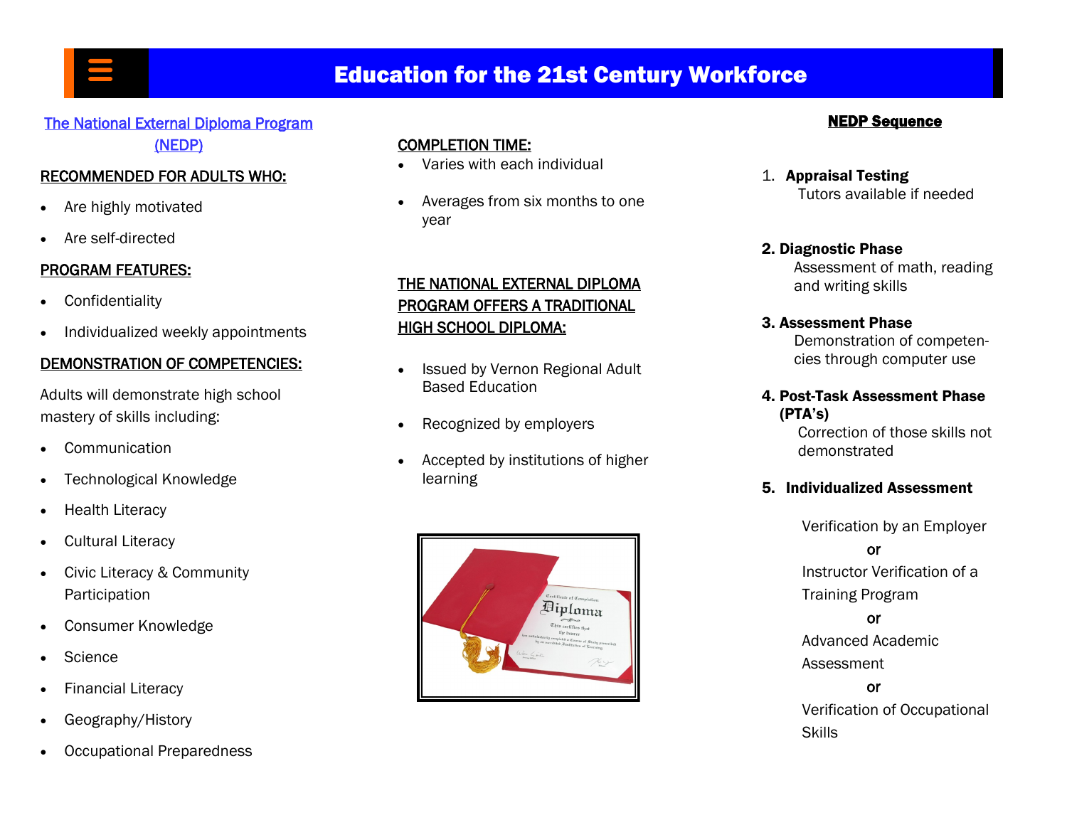# Education for the 21st Century Workforce

## The National External Diploma Program (NEDP)

**RECOMMENDED FOR ADULTS WHO:**

- Are highly motivated
- Are self-directed

**PROGRAM FEATURES:**

- Confidentiality
- Individualized weekly appointments

**DEMONSTRATION OF COMPETENCIES:**

Adults will demonstrate high school mastery of skills including:

- Communication
- Technological Knowledge
- Health Literacy
- Cultural Literacy
- Civic Literacy & Community Participation
- Consumer Knowledge
- Science
- Financial Literacy
- Geography/History
- Occupational Preparedness

**COMPLETION TIME:**

- Varies with each individual
- Averages from six months to one year

**THE NATIONAL EXTERNAL DIPLOMA PROGRAM OFFERS A TRADITIONAL HIGH SCHOOL DIPLOMA:**

- Issued by Vernon Regional Adult Based Education
- Recognized by employers
- Accepted by institutions of higher learning

## NEDP Sequence

1. **Appraisal Testing**
   Tutors available if needed

2. **Diagnostic Phase**
   Assessment of math, reading and writing skills

3. **Assessment Phase**
   Demonstration of competencies through computer use

4. **Post-Task Assessment Phase (PTA's)**
   Correction of those skills not demonstrated

5. **Individualized Assessment**

   Verification by an Employer

   **or**

   Instructor Verification of a Training Program

   **or**

   Advanced Academic Assessment

   **or**

   Verification of Occupational Skills